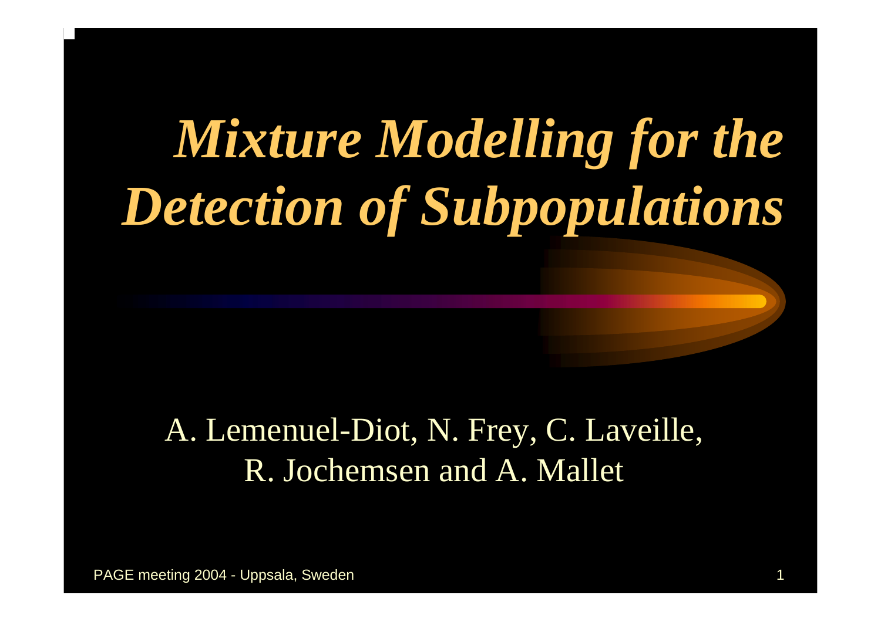# *Mixture Modelling for the Detection of Subpopulations*

A. Lemenuel-Diot, N. Frey, C. Laveille, R. Jochemsen and A. Mallet

PAGE meeting 2004 - Uppsala, Sweden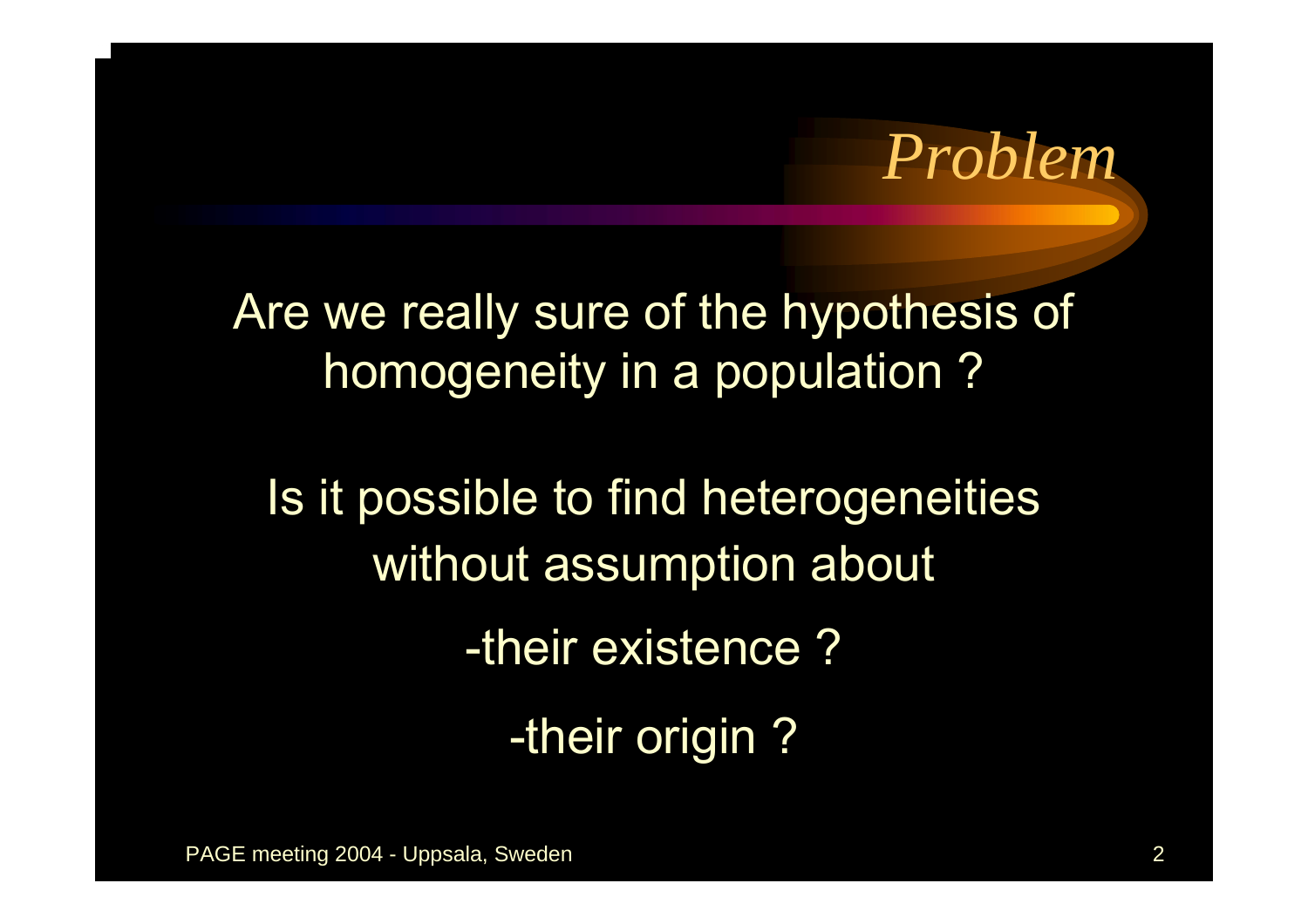# *Problem*

Are we really sure of the hypothesis of homogeneity in a population ?

Is it possible to find heterogeneities without assumption about

-their existence ?

-their origin ?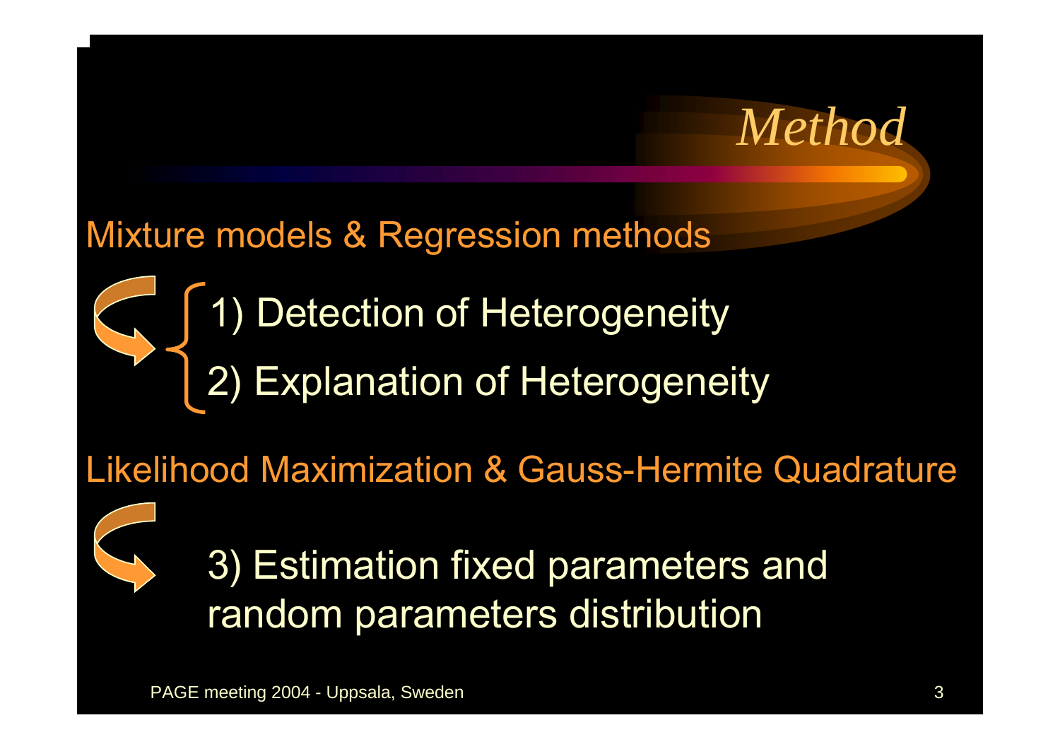# *Method*

Mixture models & Regression methods

1) Detection of Heterogeneity

2) Explanation of Heterogeneity

Likelihood Maximization & Gauss-Hermite Quadrature

3) Estimation fixed parameters and random parameters distribution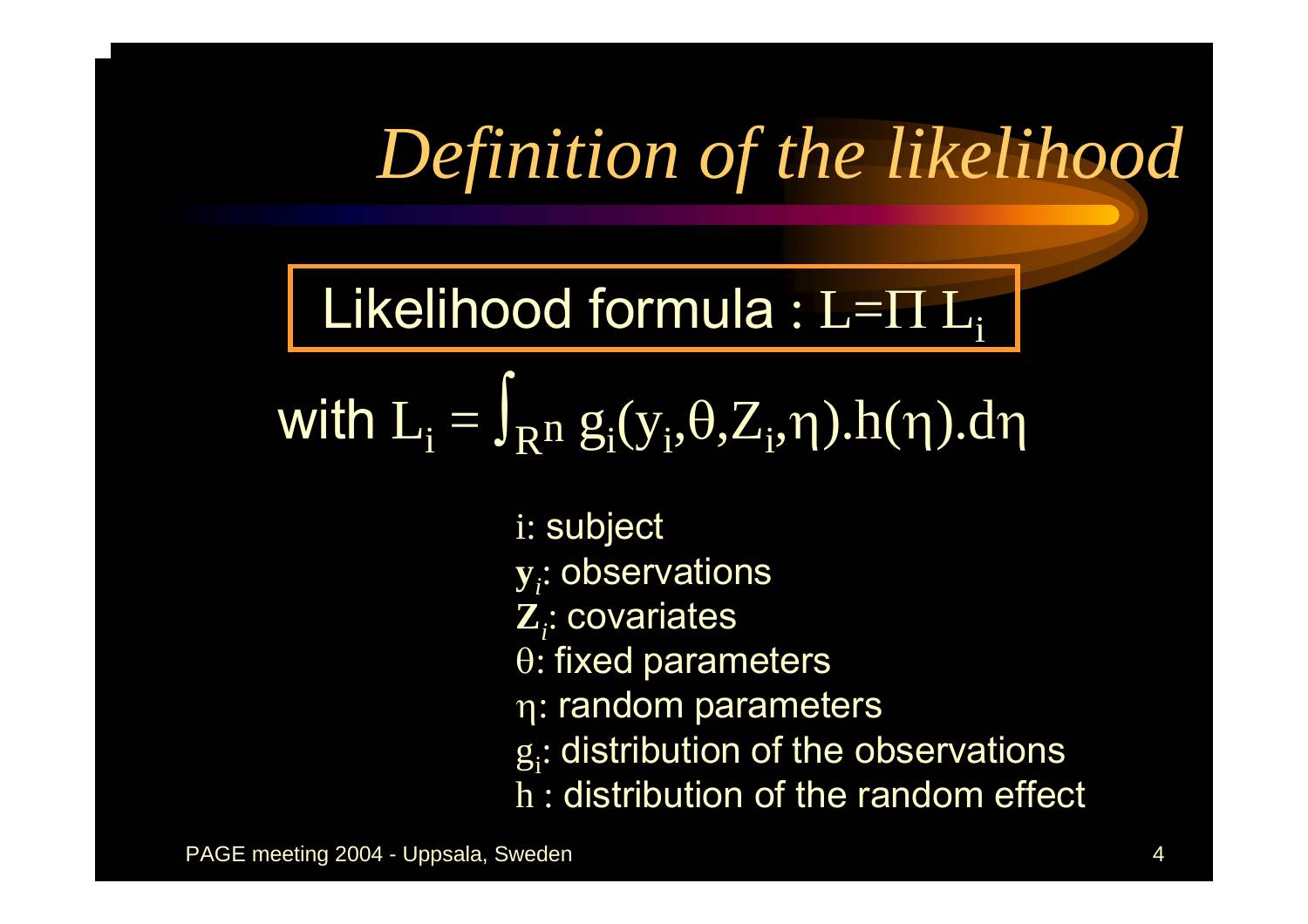# *Definition of the likelihood*

Likelihood formula : $L = \Pi L_i$

$$\text{with } L_i = \int_{R^n} g_i(y_i, \theta, Z_i, \eta).h(\eta).d\eta$$

$i$: subject
$\mathbf{y}_i$: observations
$\mathbf{Z}_i$: covariates
$\theta$: fixed parameters
$\eta$: random parameters
$g_i$: distribution of the observations
$h$ : distribution of the random effect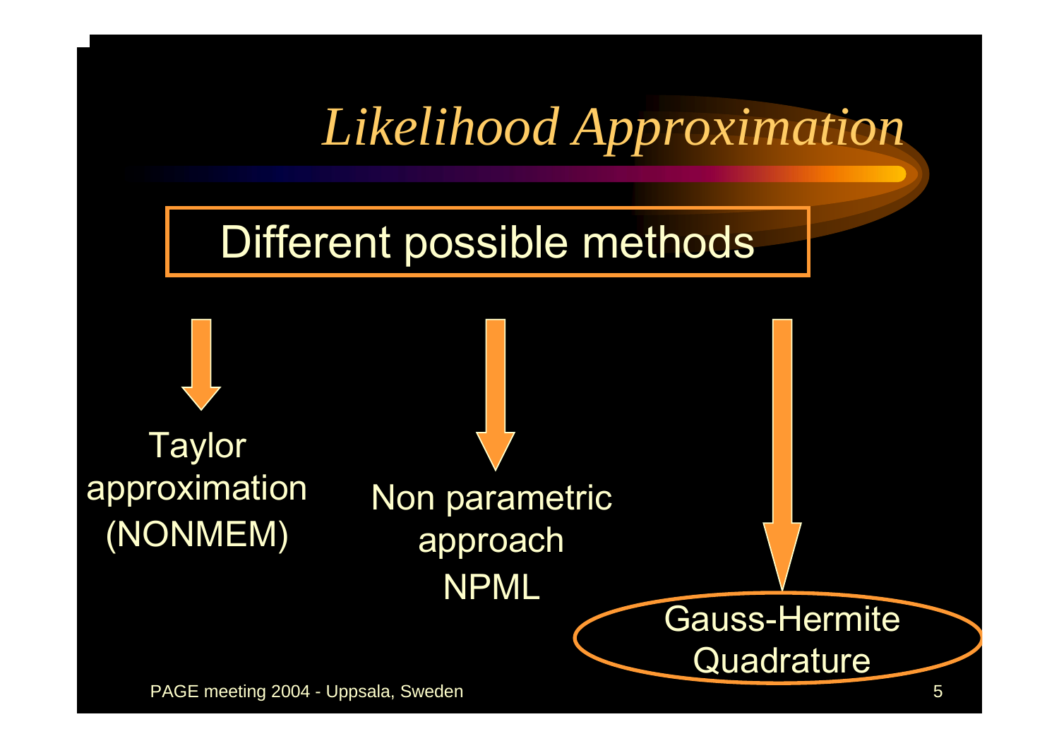# *Likelihood Approximation*

**Different possible methods**

- Taylor approximation (NONMEM)
- Non parametric approach NPML
- Gauss-Hermite Quadrature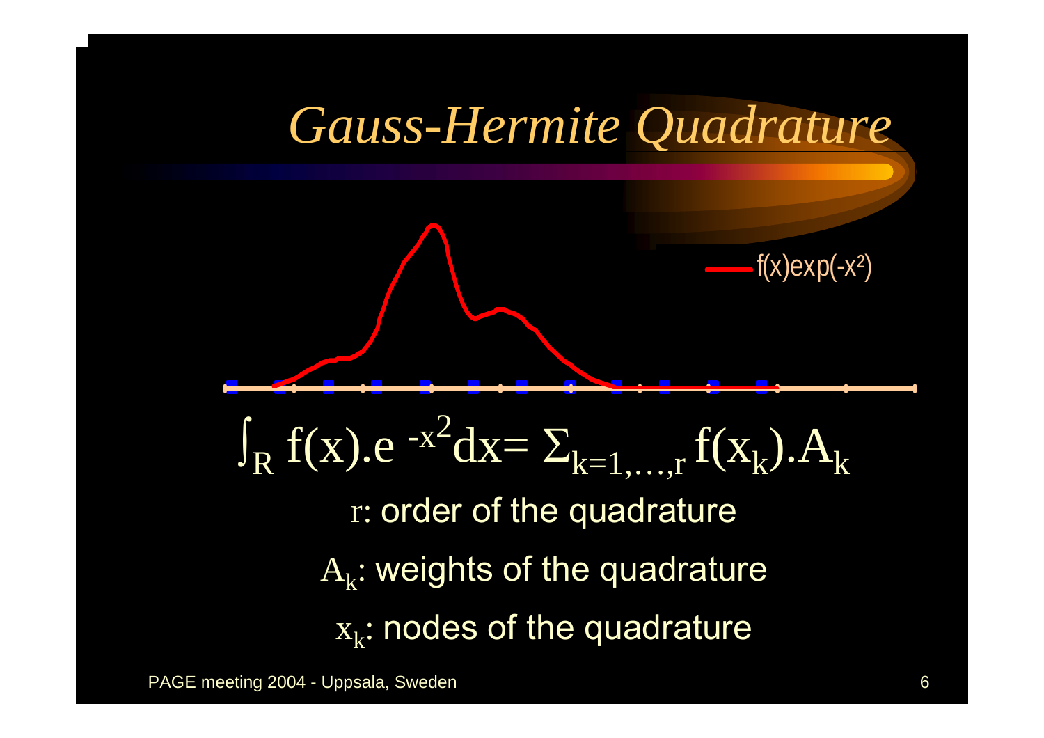# *Gauss-Hermite Quadrature*

f(x)exp(-x²)

$$\int_R f(x).e^{-x^2}dx = \Sigma_{k=1,\ldots,r} f(x_k).A_k$$

r: order of the quadrature

$A_k$: weights of the quadrature

$x_k$: nodes of the quadrature

PAGE meeting 2004 - Uppsala, Sweden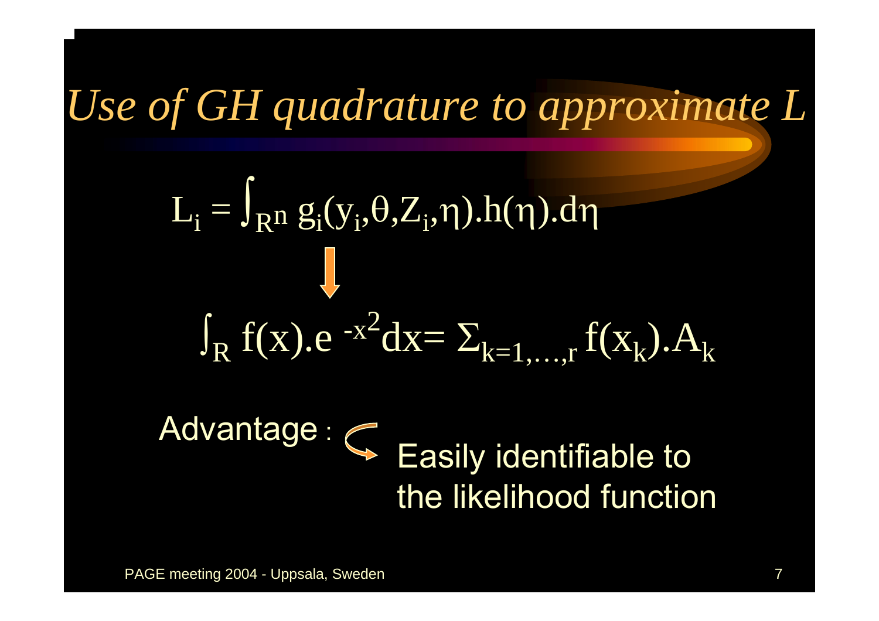# *Use of GH quadrature to approximate L*

$$L_i = \int_{R^n} g_i(y_i, \theta, Z_i, \eta).h(\eta).d\eta$$

$$\int_R f(x).e^{-x^2} dx = \Sigma_{k=1,\ldots,r} f(x_k).A_k$$

Advantage : Easily identifiable to the likelihood function

PAGE meeting 2004 - Uppsala, Sweden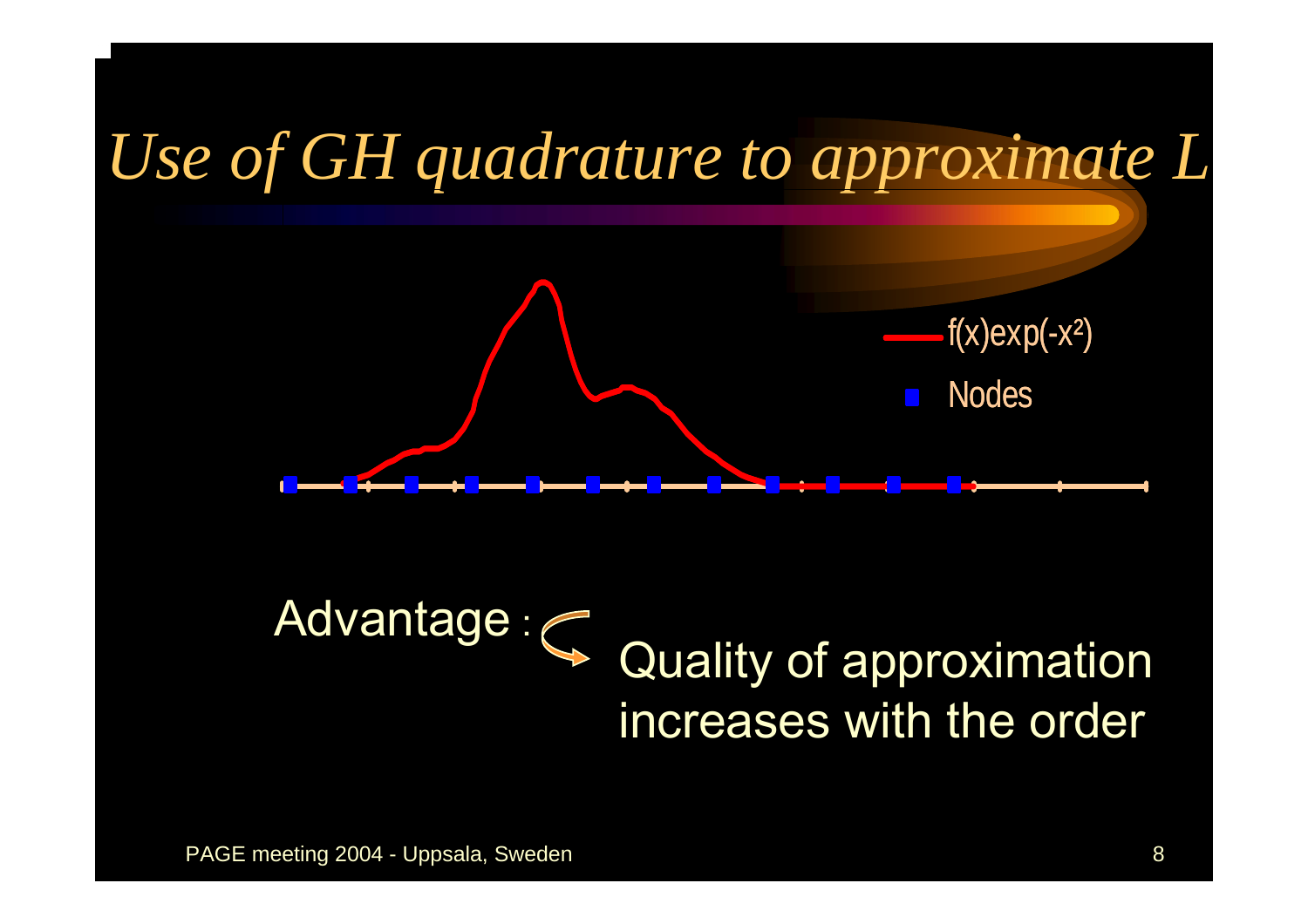# *Use of GH quadrature to approximate L*

$f(x)\exp(-x^2)$

Nodes

Advantage : Quality of approximation increases with the order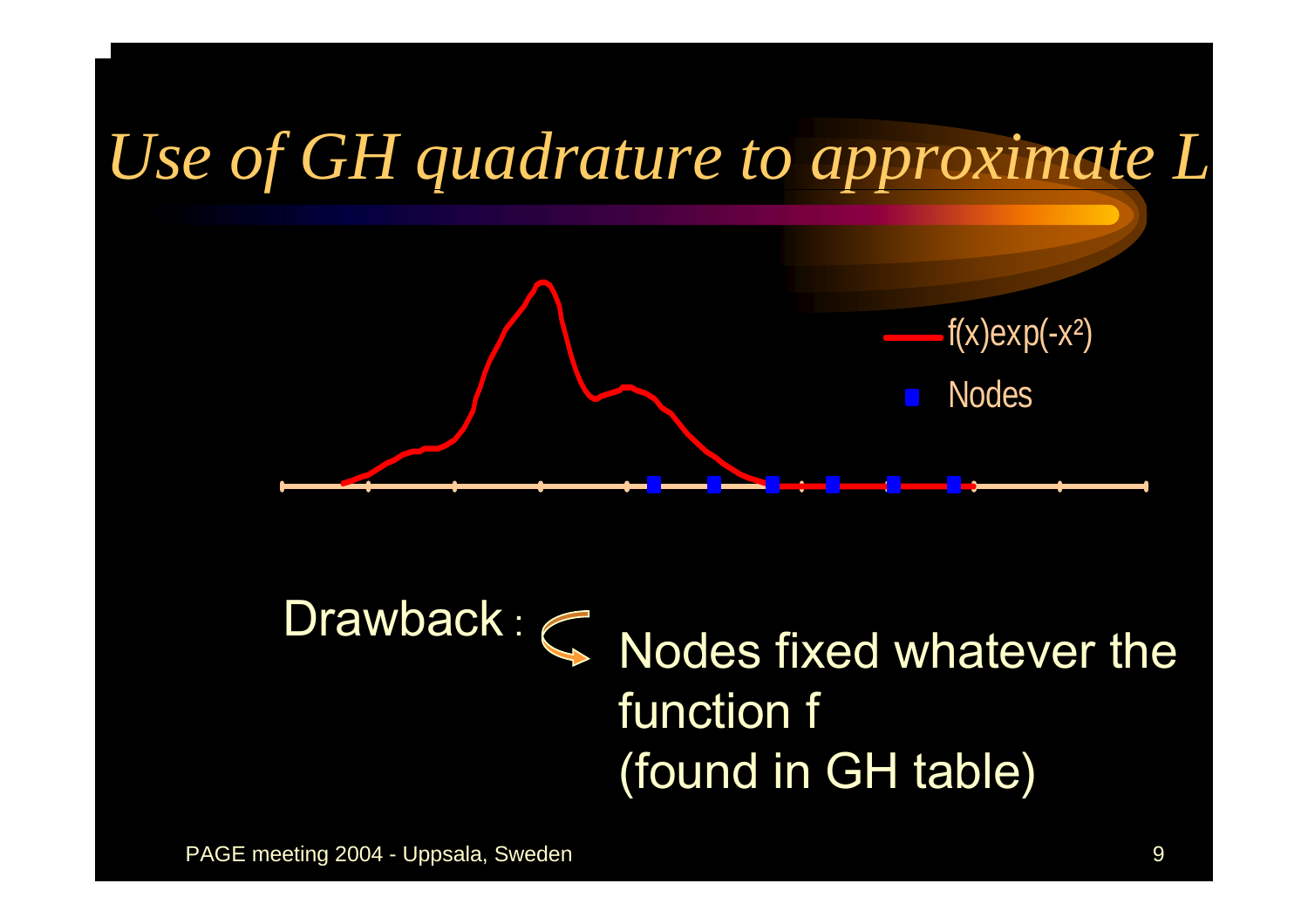# *Use of GH quadrature to approximate L*

$f(x)\exp(-x^2)$

Nodes

Drawback : Nodes fixed whatever the function f (found in GH table)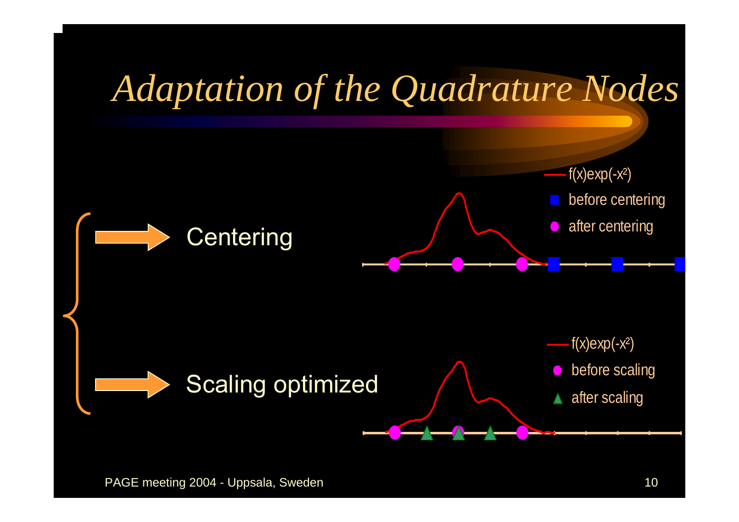# *Adaptation of the Quadrature Nodes*

- Centering
- Scaling optimized

$f(x)\exp(-x^2)$

- before centering
- after centering

$f(x)\exp(-x^2)$

- before scaling
- after scaling

PAGE meeting 2004 - Uppsala, Sweden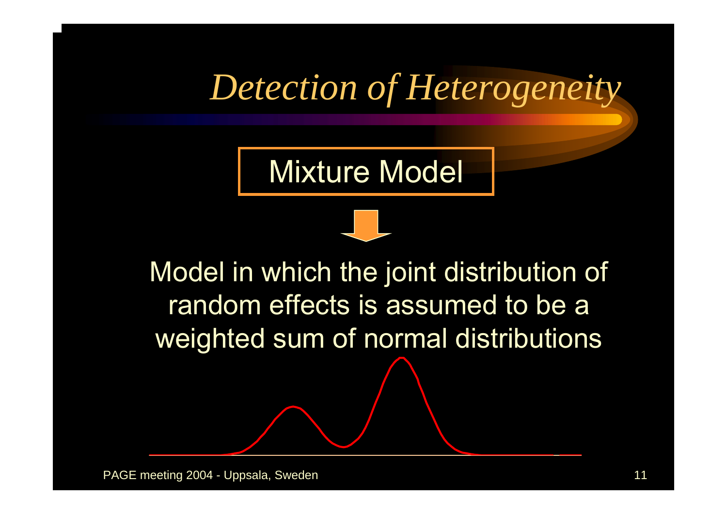# *Detection of Heterogeneity*

Mixture Model

Model in which the joint distribution of random effects is assumed to be a weighted sum of normal distributions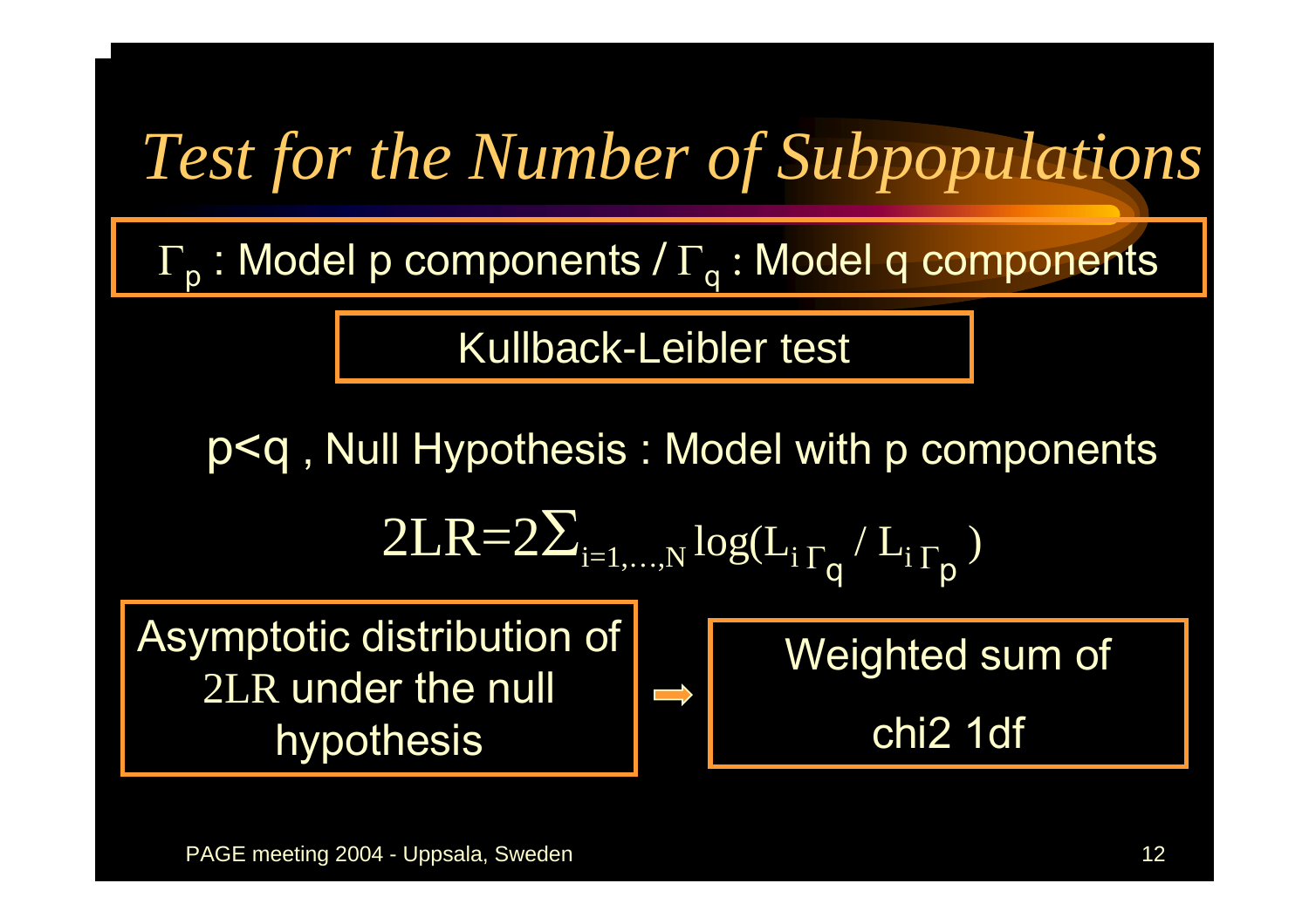# *Test for the Number of Subpopulations*

$\Gamma_p$ : Model p components / $\Gamma_q$ : Model q components

Kullback-Leibler test

p<q , Null Hypothesis : Model with p components

$$2LR = 2\sum_{i=1,\ldots,N} \log(L_{i\,\Gamma_q} / L_{i\,\Gamma_p})$$

Asymptotic distribution of 2LR under the null hypothesis ➡ Weighted sum of chi2 1df

PAGE meeting 2004 - Uppsala, Sweden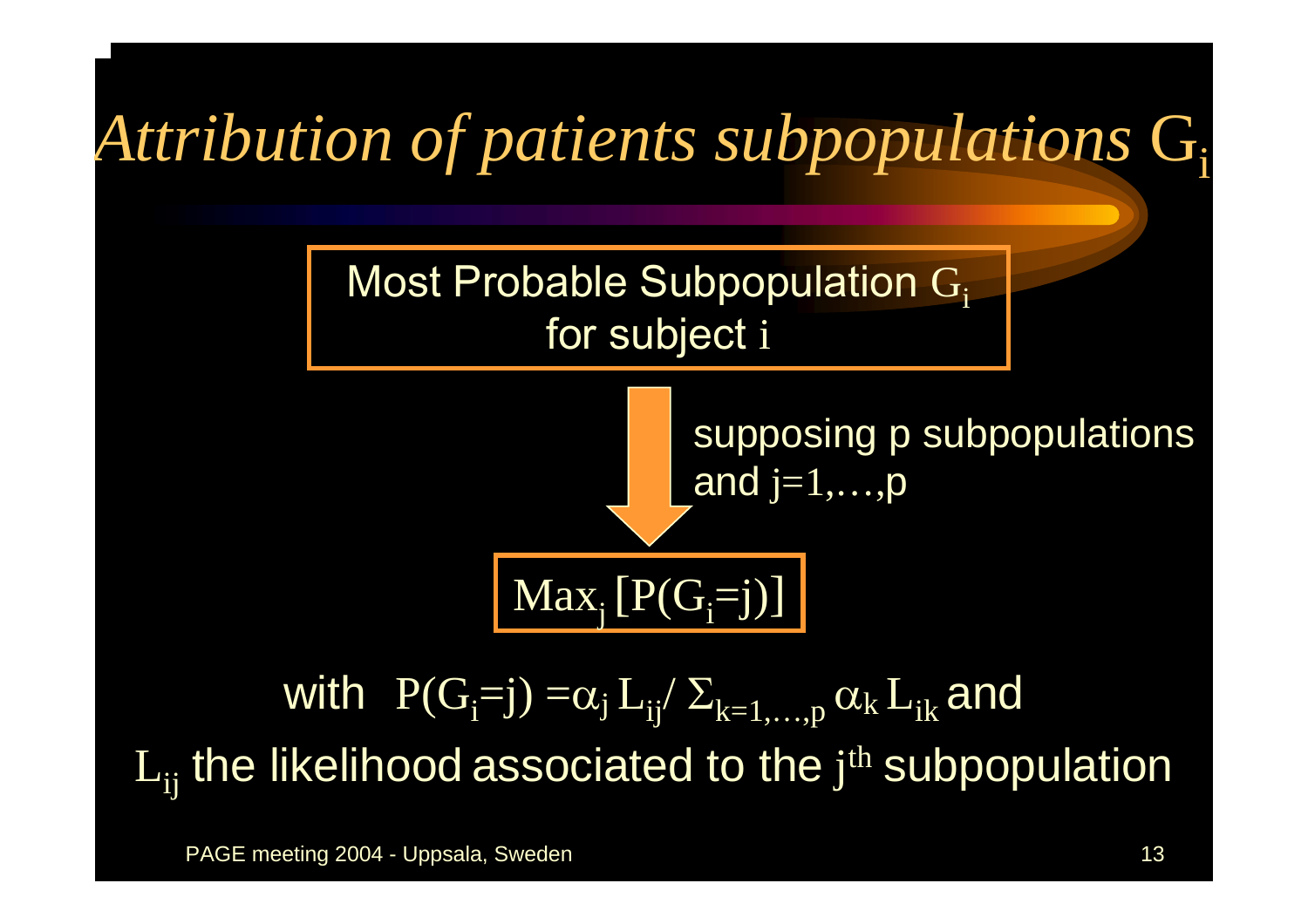# *Attribution of patients subpopulations* $G_i$

Most Probable Subpopulation $G_i$ for subject $i$

supposing p subpopulations and $j=1,\ldots,p$

$$\mathrm{Max}_j\,[P(G_i=j)]$$

with $P(G_i=j) = \alpha_j L_{ij} / \Sigma_{k=1,\ldots,p}\, \alpha_k L_{ik}$ and

$L_{ij}$ the likelihood associated to the $j^{th}$ subpopulation

PAGE meeting 2004 - Uppsala, Sweden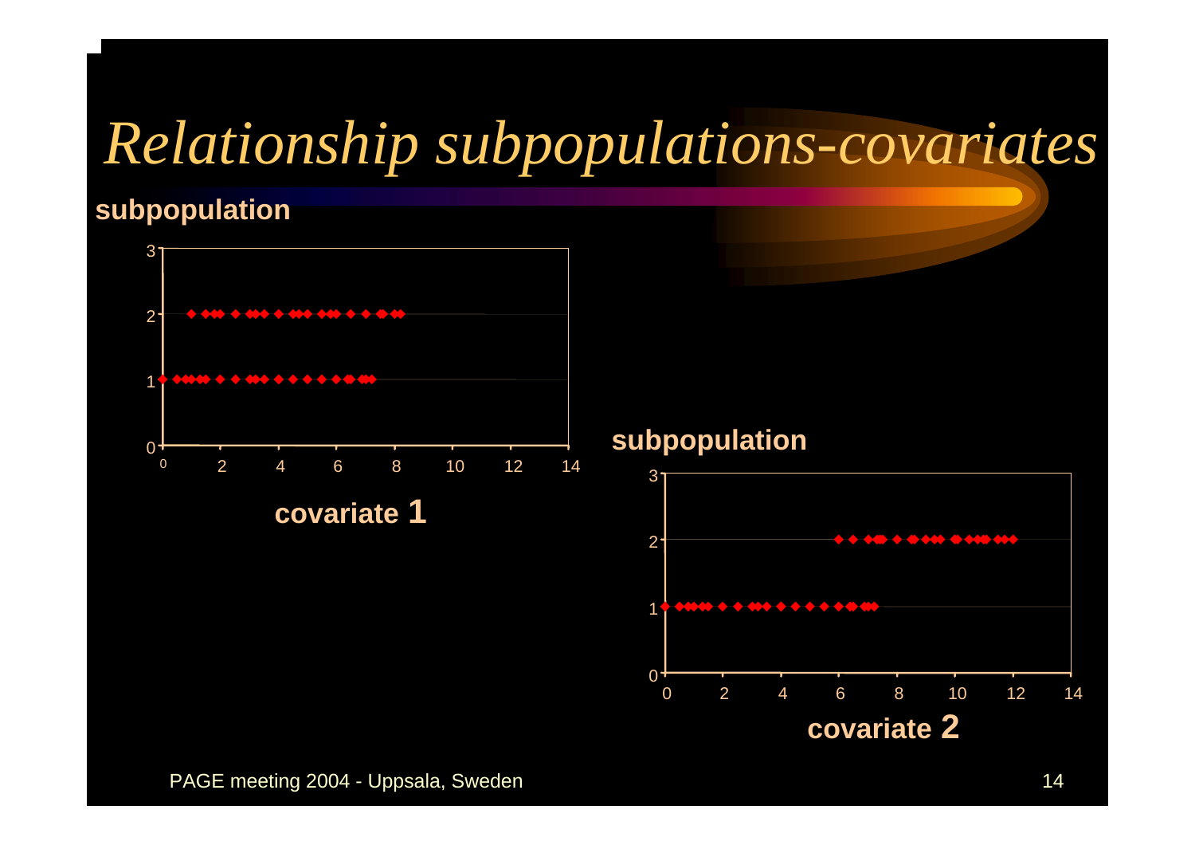# *Relationship subpopulations-covariates*

**subpopulation**

3
2
1
0

0 2 4 6 8 10 12 14

**covariate 1**

**subpopulation**

3
2
1
0

0 2 4 6 8 10 12 14

**covariate 2**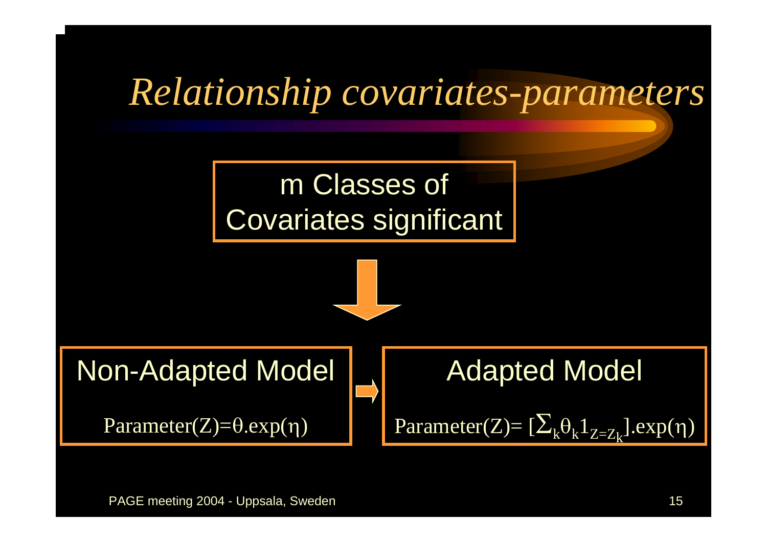# *Relationship covariates-parameters*

m Classes of Covariates significant

↓

**Non-Adapted Model**

$\text{Parameter}(Z) = \theta.\exp(\eta)$

⇒

**Adapted Model**

$\text{Parameter}(Z) = [\sum_k \theta_k 1_{Z=Z_k}].\exp(\eta)$

PAGE meeting 2004 - Uppsala, Sweden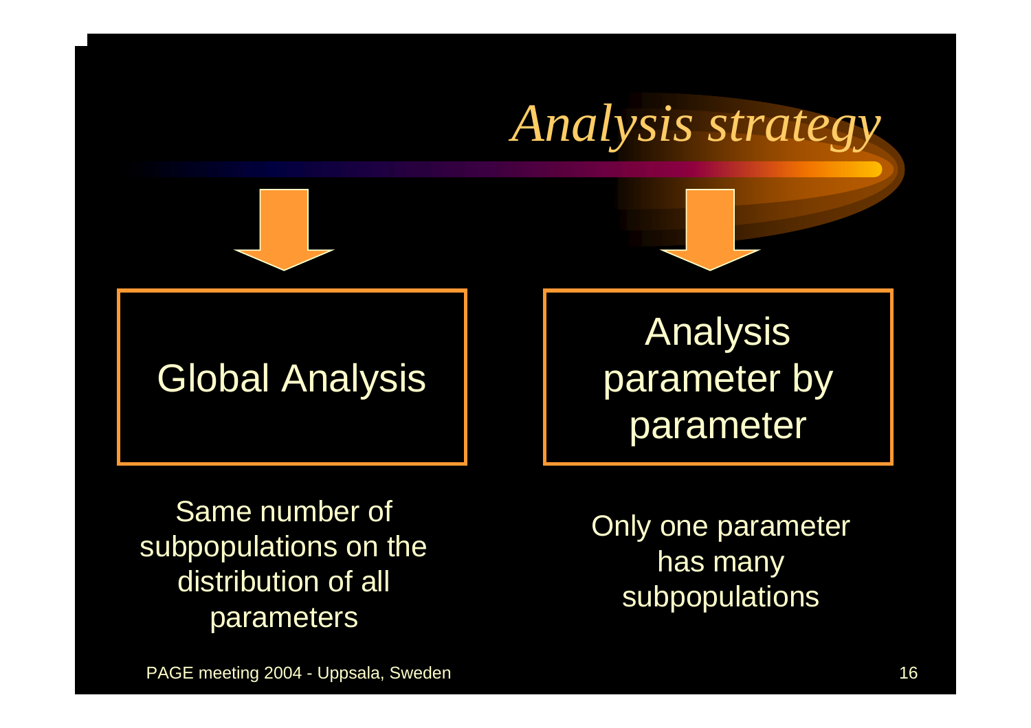# *Analysis strategy*

| Global Analysis | Analysis parameter by parameter |
|---|---|
| Same number of subpopulations on the distribution of all parameters | Only one parameter has many subpopulations |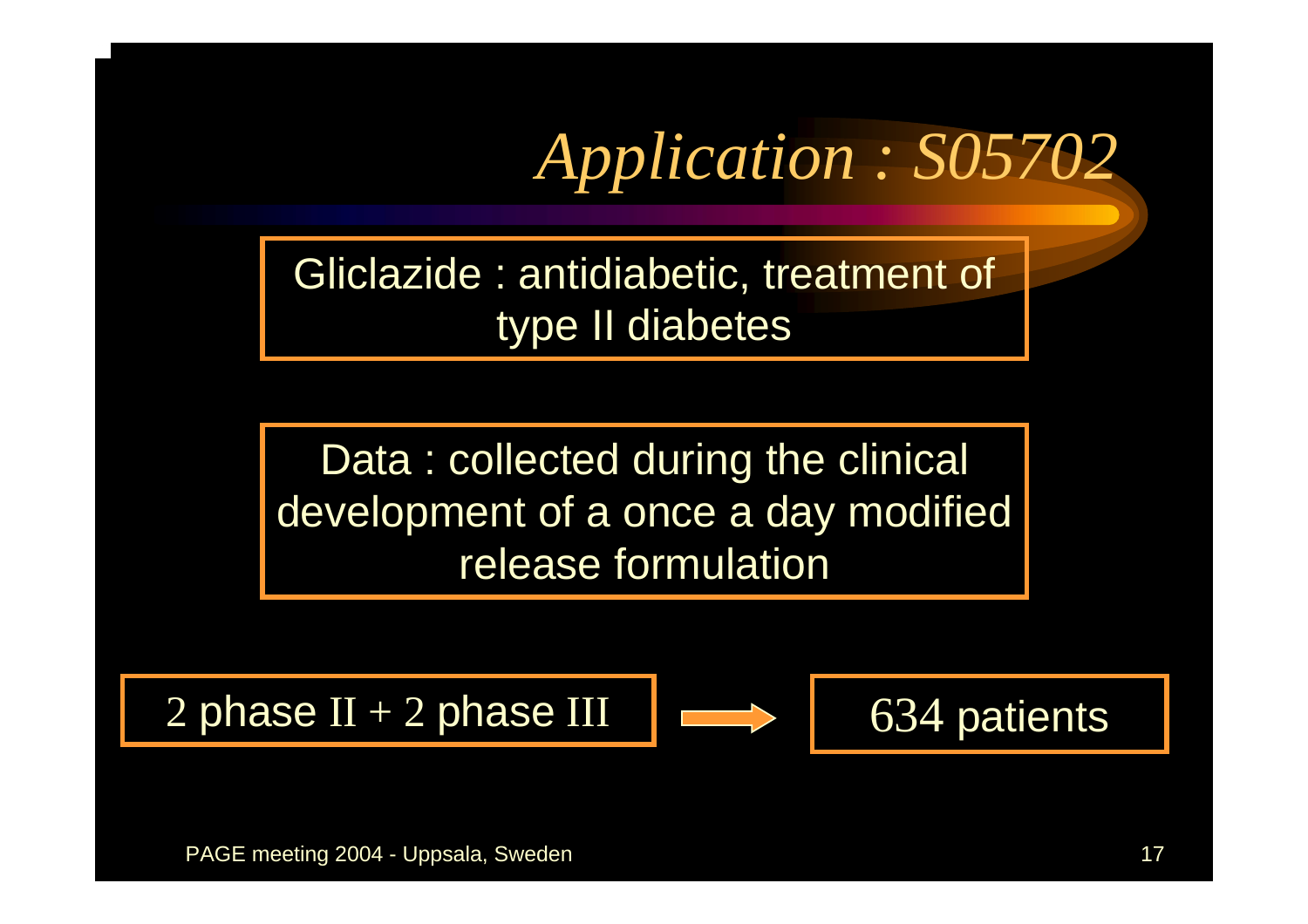# *Application : S05702*

Gliclazide : antidiabetic, treatment of type II diabetes

Data : collected during the clinical development of a once a day modified release formulation

2 phase II + 2 phase III → 634 patients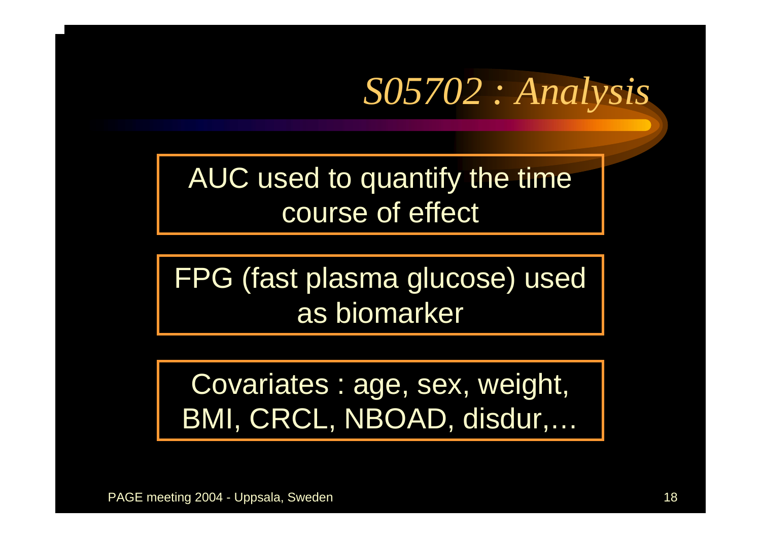# *S05702 : Analysis*

AUC used to quantify the time course of effect

FPG (fast plasma glucose) used as biomarker

Covariates : age, sex, weight, BMI, CRCL, NBOAD, disdur,…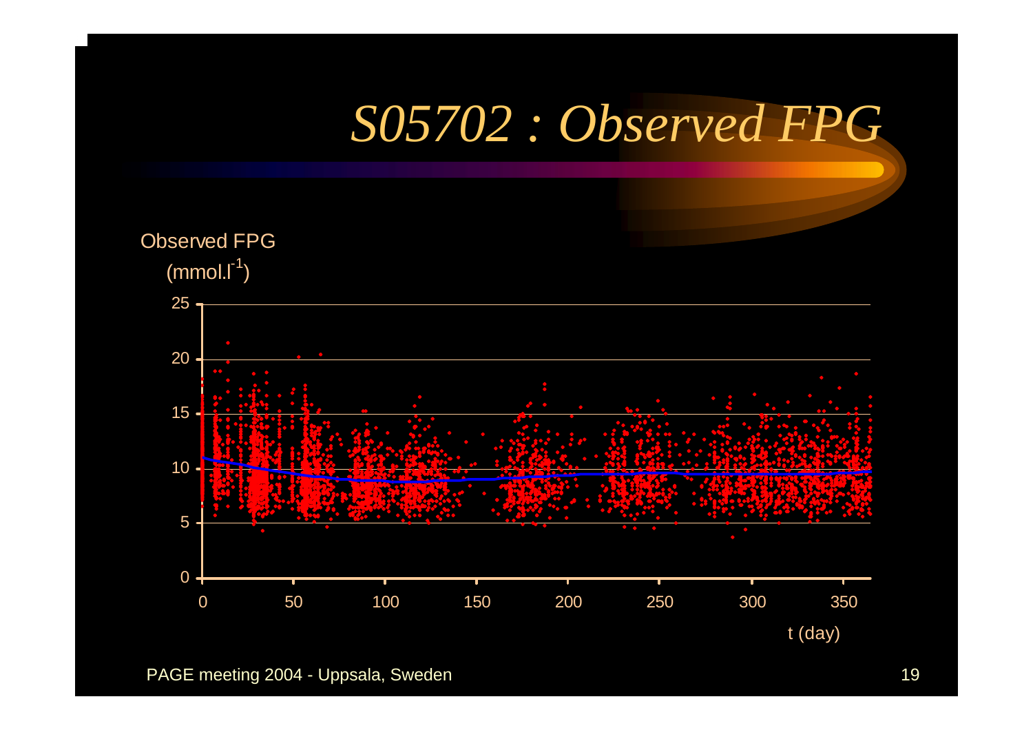# *S05702 : Observed FPG*

Observed FPG ($mmol.l^{-1}$)

t (day)

PAGE meeting 2004 - Uppsala, Sweden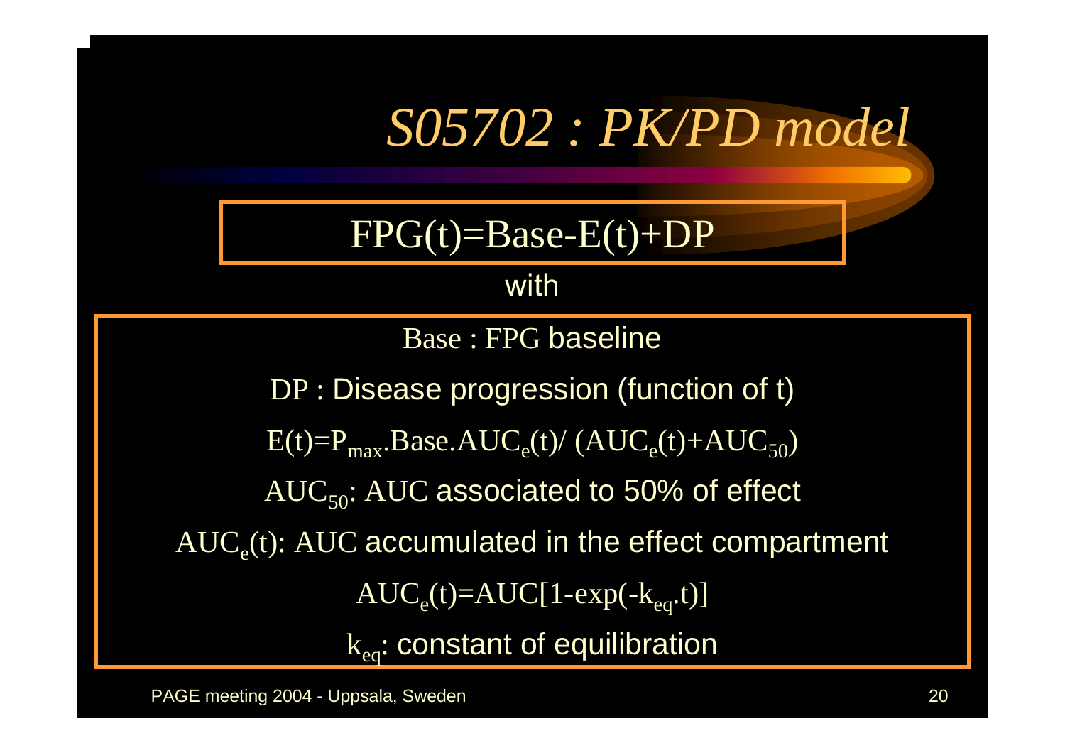# *S05702 : PK/PD model*

$$FPG(t)=Base-E(t)+DP$$

with

Base : FPG baseline

DP : Disease progression (function of t)

$E(t)=P_{max}.Base.AUC_e(t)/ (AUC_e(t)+AUC_{50})$

$AUC_{50}$: AUC associated to 50% of effect

$AUC_e(t)$: AUC accumulated in the effect compartment

$AUC_e(t)=AUC[1-\exp(-k_{eq}.t)]$

$k_{eq}$: constant of equilibration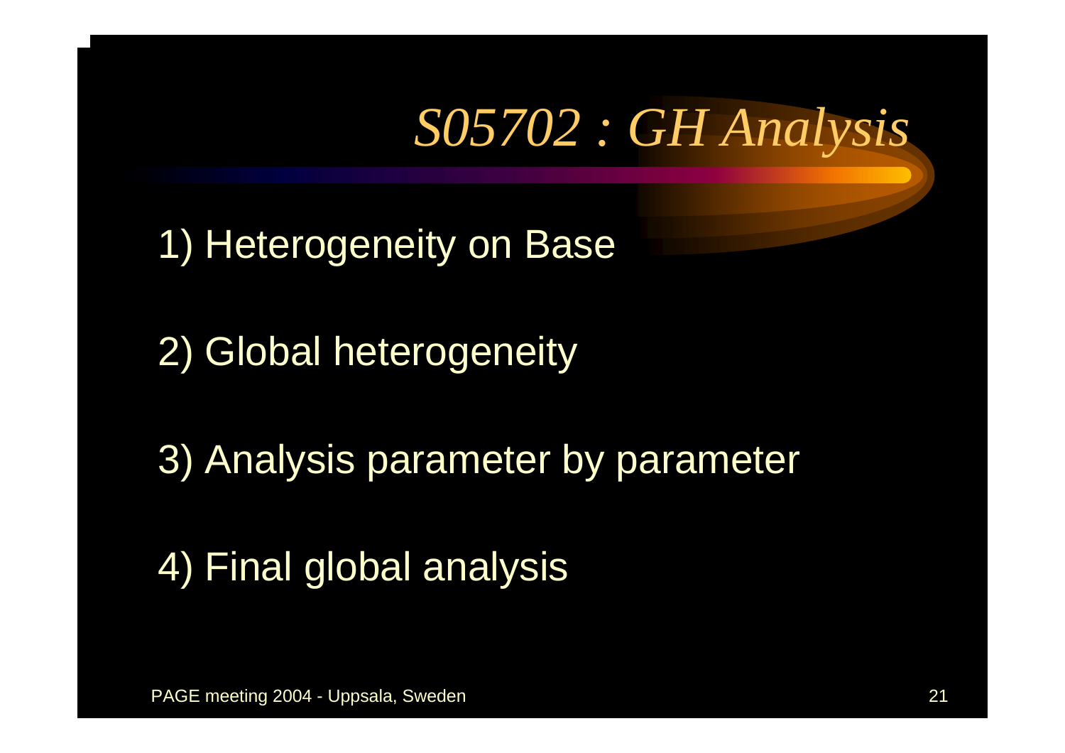# *S05702 : GH Analysis*

1) Heterogeneity on Base

2) Global heterogeneity

3) Analysis parameter by parameter

4) Final global analysis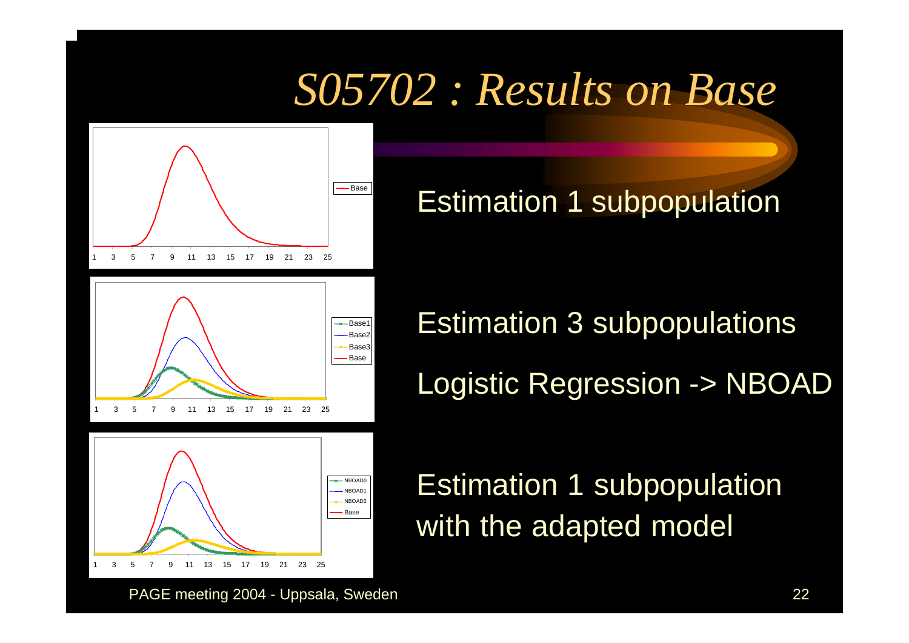# S05702 : Results on Base

Estimation 1 subpopulation

Estimation 3 subpopulations

Logistic Regression -> NBOAD

Estimation 1 subpopulation with the adapted model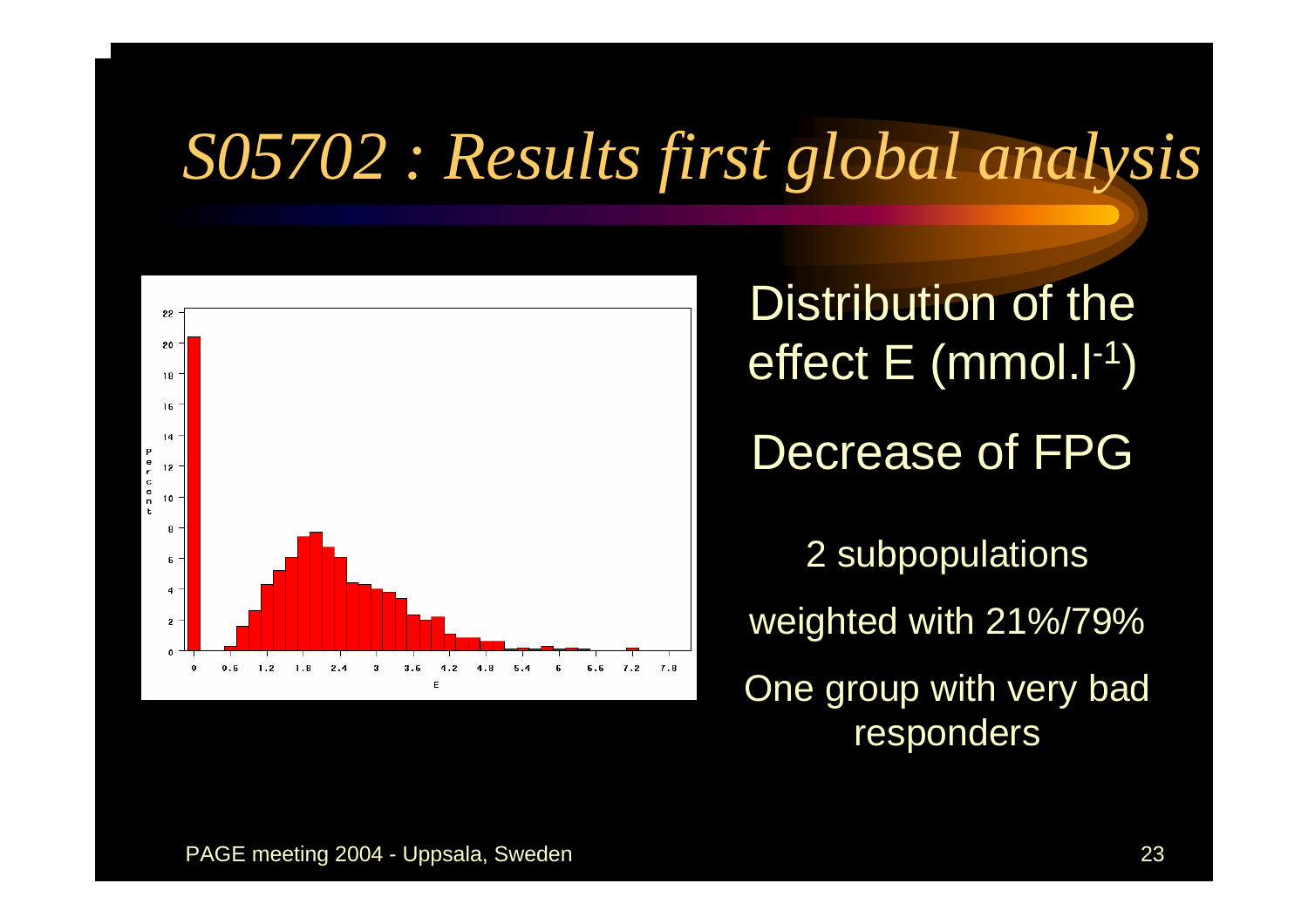# S05702 : Results first global analysis

Distribution of the effect E ($mmol.l^{-1}$)

Decrease of FPG

2 subpopulations

weighted with 21%/79%

One group with very bad responders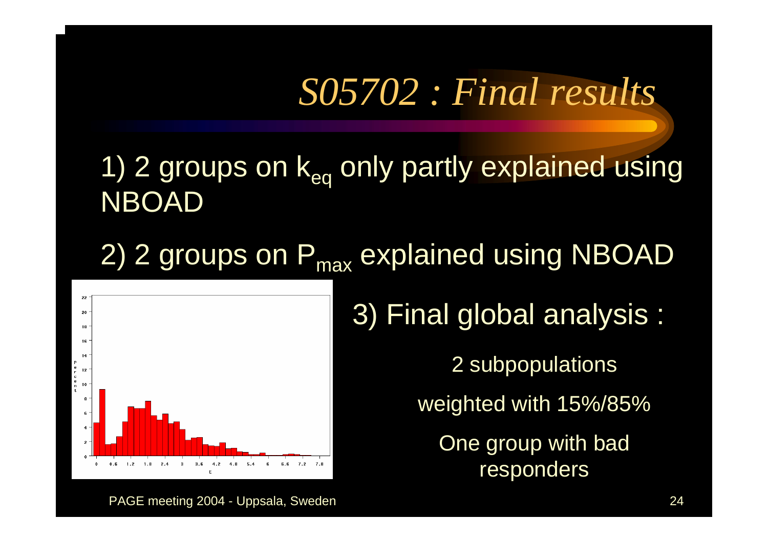# *S05702 : Final results*

1) 2 groups on $k_{eq}$ only partly explained using NBOAD

2) 2 groups on $P_{max}$ explained using NBOAD

3) Final global analysis :

2 subpopulations

weighted with 15%/85%

One group with bad responders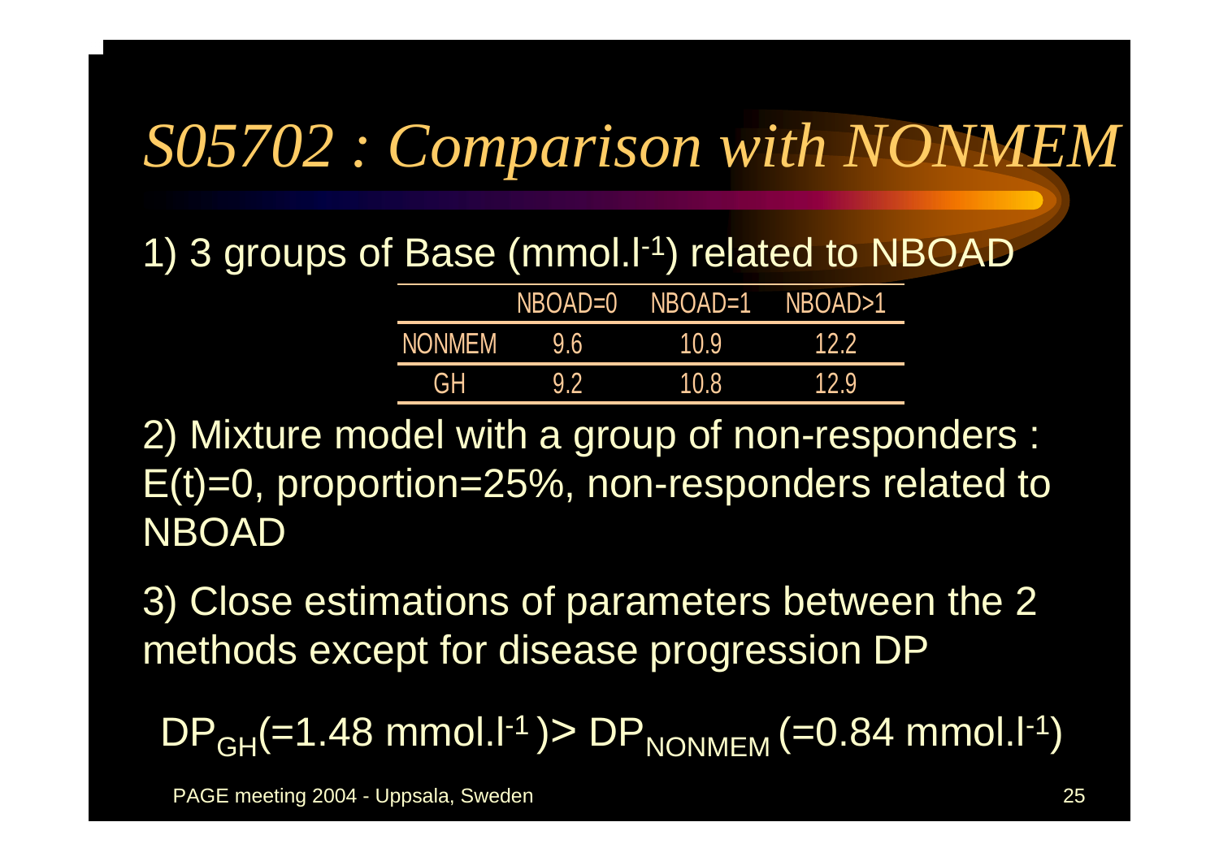# *S05702 : Comparison with NONMEM*

1) 3 groups of Base ($mmol.l^{-1}$) related to NBOAD

| | NBOAD=0 | NBOAD=1 | NBOAD>1 |
|---|---|---|---|
| NONMEM | 9.6 | 10.9 | 12.2 |
| GH | 9.2 | 10.8 | 12.9 |

2) Mixture model with a group of non-responders : E(t)=0, proportion=25%, non-responders related to NBOAD

3) Close estimations of parameters between the 2 methods except for disease progression DP

$DP_{GH}(=1.48\ mmol.l^{-1}) > DP_{NONMEM}(=0.84\ mmol.l^{-1})$

PAGE meeting 2004 - Uppsala, Sweden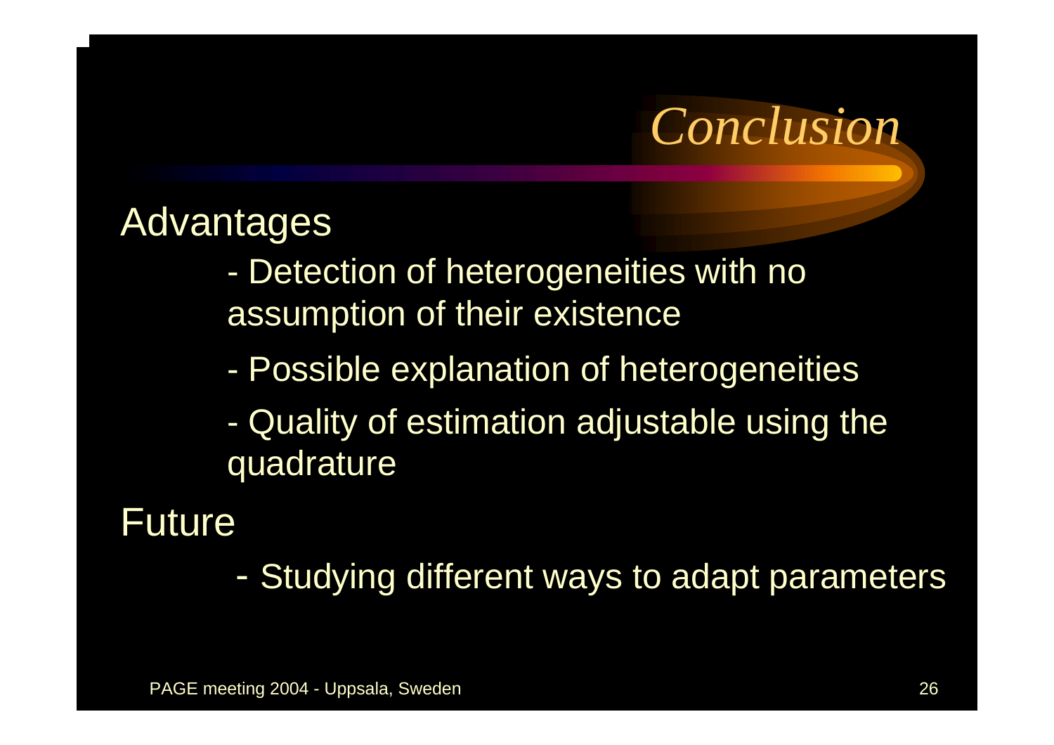# *Conclusion*

Advantages

- Detection of heterogeneities with no assumption of their existence
- Possible explanation of heterogeneities
- Quality of estimation adjustable using the quadrature

Future

- Studying different ways to adapt parameters